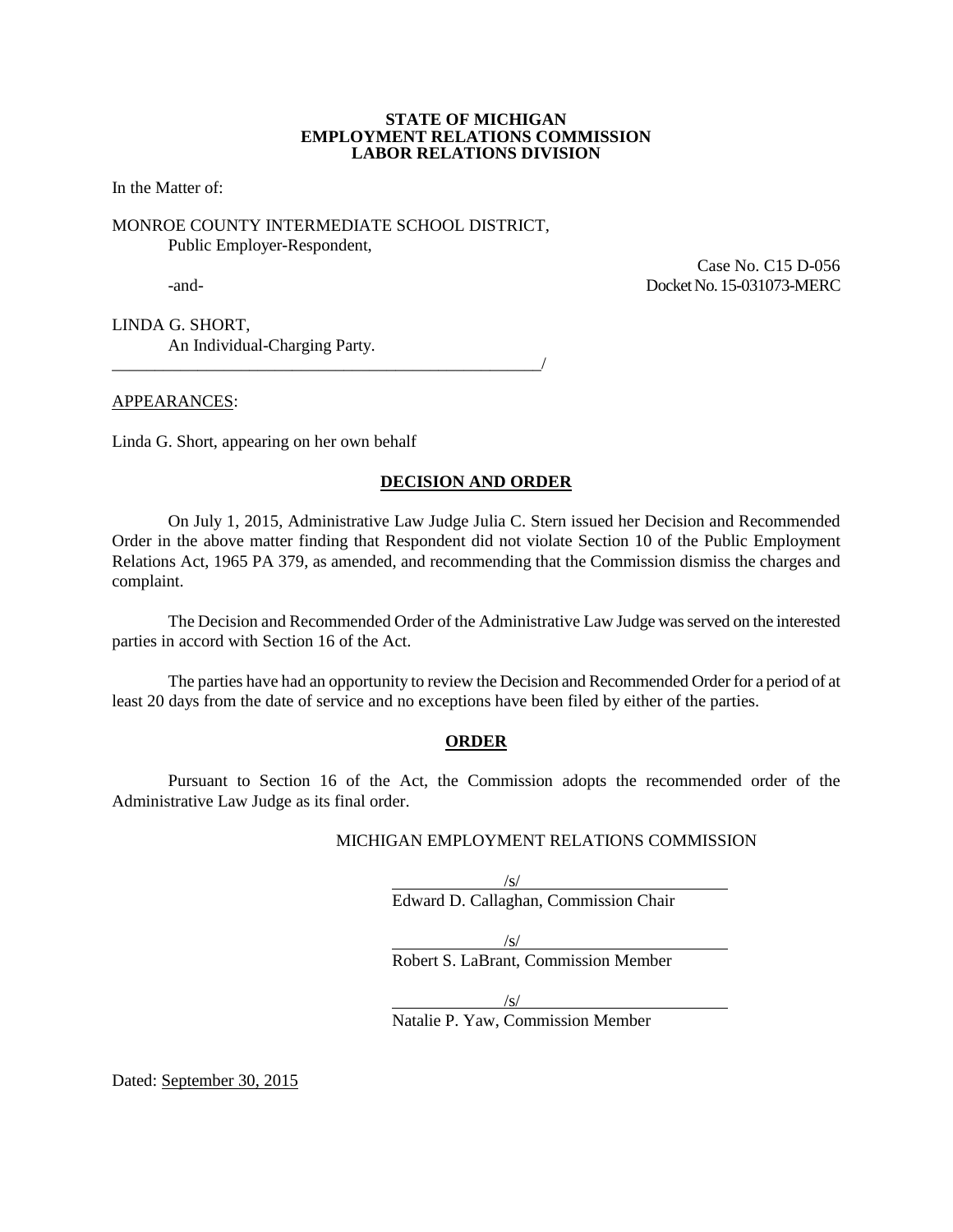**STATE OF MICHIGAN**
**EMPLOYMENT RELATIONS COMMISSION**
**LABOR RELATIONS DIVISION**

In the Matter of:

MONROE COUNTY INTERMEDIATE SCHOOL DISTRICT,
Public Employer-Respondent,

Case No. C15 D-056

-and-

Docket No. 15-031073-MERC

LINDA G. SHORT,
An Individual-Charging Party.
_____________________________________________________/

APPEARANCES:

Linda G. Short, appearing on her own behalf

## DECISION AND ORDER

On July 1, 2015, Administrative Law Judge Julia C. Stern issued her Decision and Recommended Order in the above matter finding that Respondent did not violate Section 10 of the Public Employment Relations Act, 1965 PA 379, as amended, and recommending that the Commission dismiss the charges and complaint.

The Decision and Recommended Order of the Administrative Law Judge was served on the interested parties in accord with Section 16 of the Act.

The parties have had an opportunity to review the Decision and Recommended Order for a period of at least 20 days from the date of service and no exceptions have been filed by either of the parties.

## ORDER

Pursuant to Section 16 of the Act, the Commission adopts the recommended order of the Administrative Law Judge as its final order.

MICHIGAN EMPLOYMENT RELATIONS COMMISSION

/s/
Edward D. Callaghan, Commission Chair

/s/
Robert S. LaBrant, Commission Member

/s/
Natalie P. Yaw, Commission Member

Dated: September 30, 2015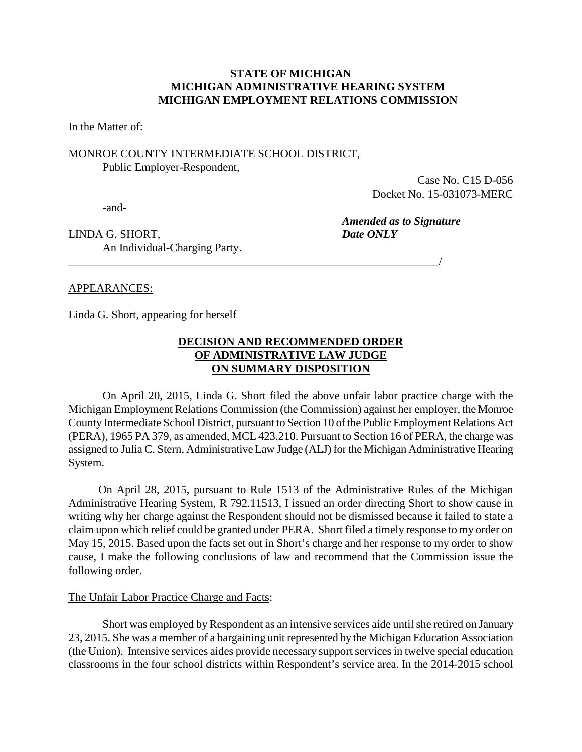**STATE OF MICHIGAN**
**MICHIGAN ADMINISTRATIVE HEARING SYSTEM**
**MICHIGAN EMPLOYMENT RELATIONS COMMISSION**

In the Matter of:

MONROE COUNTY INTERMEDIATE SCHOOL DISTRICT,
Public Employer-Respondent,

Case No. C15 D-056
Docket No. 15-031073-MERC

-and-

LINDA G. SHORT,
An Individual-Charging Party.

***Amended as to Signature Date ONLY***

_______________________________________________________________/

APPEARANCES:

Linda G. Short, appearing for herself

## DECISION AND RECOMMENDED ORDER OF ADMINISTRATIVE LAW JUDGE ON SUMMARY DISPOSITION

On April 20, 2015, Linda G. Short filed the above unfair labor practice charge with the Michigan Employment Relations Commission (the Commission) against her employer, the Monroe County Intermediate School District, pursuant to Section 10 of the Public Employment Relations Act (PERA), 1965 PA 379, as amended, MCL 423.210. Pursuant to Section 16 of PERA, the charge was assigned to Julia C. Stern, Administrative Law Judge (ALJ) for the Michigan Administrative Hearing System.

On April 28, 2015, pursuant to Rule 1513 of the Administrative Rules of the Michigan Administrative Hearing System, R 792.11513, I issued an order directing Short to show cause in writing why her charge against the Respondent should not be dismissed because it failed to state a claim upon which relief could be granted under PERA. Short filed a timely response to my order on May 15, 2015. Based upon the facts set out in Short's charge and her response to my order to show cause, I make the following conclusions of law and recommend that the Commission issue the following order.

The Unfair Labor Practice Charge and Facts:

Short was employed by Respondent as an intensive services aide until she retired on January 23, 2015. She was a member of a bargaining unit represented by the Michigan Education Association (the Union). Intensive services aides provide necessary support services in twelve special education classrooms in the four school districts within Respondent's service area. In the 2014-2015 school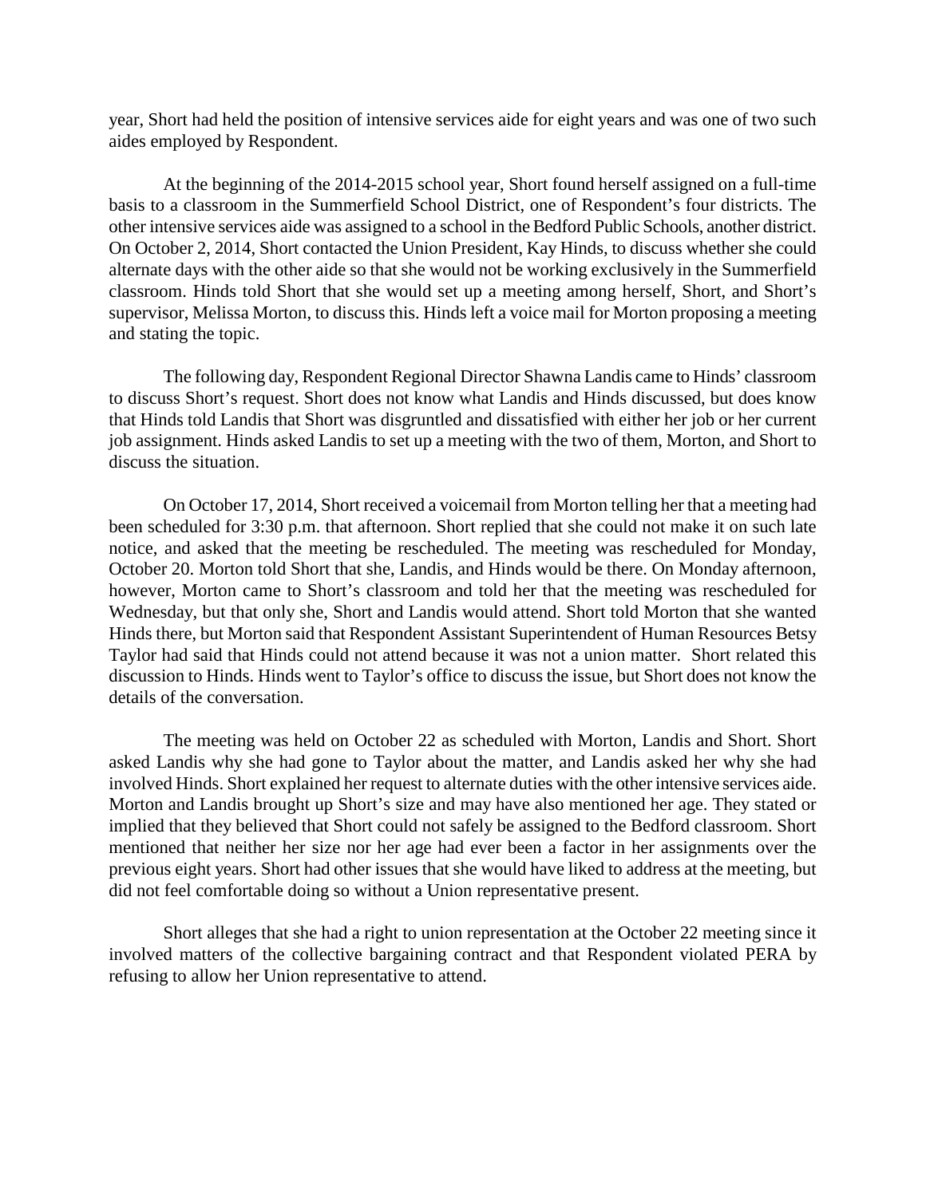year, Short had held the position of intensive services aide for eight years and was one of two such aides employed by Respondent.

At the beginning of the 2014-2015 school year, Short found herself assigned on a full-time basis to a classroom in the Summerfield School District, one of Respondent's four districts. The other intensive services aide was assigned to a school in the Bedford Public Schools, another district. On October 2, 2014, Short contacted the Union President, Kay Hinds, to discuss whether she could alternate days with the other aide so that she would not be working exclusively in the Summerfield classroom. Hinds told Short that she would set up a meeting among herself, Short, and Short's supervisor, Melissa Morton, to discuss this. Hinds left a voice mail for Morton proposing a meeting and stating the topic.

The following day, Respondent Regional Director Shawna Landis came to Hinds' classroom to discuss Short's request. Short does not know what Landis and Hinds discussed, but does know that Hinds told Landis that Short was disgruntled and dissatisfied with either her job or her current job assignment. Hinds asked Landis to set up a meeting with the two of them, Morton, and Short to discuss the situation.

On October 17, 2014, Short received a voicemail from Morton telling her that a meeting had been scheduled for 3:30 p.m. that afternoon. Short replied that she could not make it on such late notice, and asked that the meeting be rescheduled. The meeting was rescheduled for Monday, October 20. Morton told Short that she, Landis, and Hinds would be there. On Monday afternoon, however, Morton came to Short's classroom and told her that the meeting was rescheduled for Wednesday, but that only she, Short and Landis would attend. Short told Morton that she wanted Hinds there, but Morton said that Respondent Assistant Superintendent of Human Resources Betsy Taylor had said that Hinds could not attend because it was not a union matter. Short related this discussion to Hinds. Hinds went to Taylor's office to discuss the issue, but Short does not know the details of the conversation.

The meeting was held on October 22 as scheduled with Morton, Landis and Short. Short asked Landis why she had gone to Taylor about the matter, and Landis asked her why she had involved Hinds. Short explained her request to alternate duties with the other intensive services aide. Morton and Landis brought up Short's size and may have also mentioned her age. They stated or implied that they believed that Short could not safely be assigned to the Bedford classroom. Short mentioned that neither her size nor her age had ever been a factor in her assignments over the previous eight years. Short had other issues that she would have liked to address at the meeting, but did not feel comfortable doing so without a Union representative present.

Short alleges that she had a right to union representation at the October 22 meeting since it involved matters of the collective bargaining contract and that Respondent violated PERA by refusing to allow her Union representative to attend.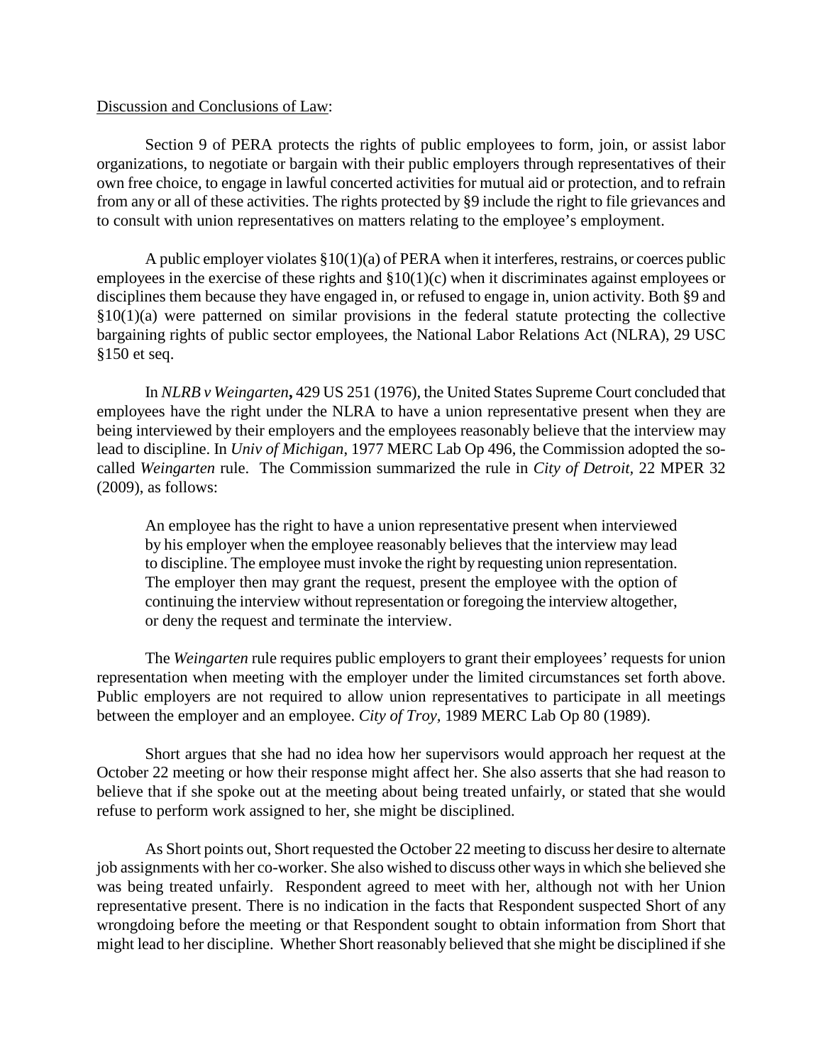Discussion and Conclusions of Law:

Section 9 of PERA protects the rights of public employees to form, join, or assist labor organizations, to negotiate or bargain with their public employers through representatives of their own free choice, to engage in lawful concerted activities for mutual aid or protection, and to refrain from any or all of these activities. The rights protected by §9 include the right to file grievances and to consult with union representatives on matters relating to the employee's employment.

A public employer violates §10(1)(a) of PERA when it interferes, restrains, or coerces public employees in the exercise of these rights and §10(1)(c) when it discriminates against employees or disciplines them because they have engaged in, or refused to engage in, union activity. Both §9 and §10(1)(a) were patterned on similar provisions in the federal statute protecting the collective bargaining rights of public sector employees, the National Labor Relations Act (NLRA), 29 USC §150 et seq.

In *NLRB v Weingarten*, 429 US 251 (1976), the United States Supreme Court concluded that employees have the right under the NLRA to have a union representative present when they are being interviewed by their employers and the employees reasonably believe that the interview may lead to discipline. In *Univ of Michigan*, 1977 MERC Lab Op 496, the Commission adopted the so-called *Weingarten* rule. The Commission summarized the rule in *City of Detroit*, 22 MPER 32 (2009), as follows:

> An employee has the right to have a union representative present when interviewed by his employer when the employee reasonably believes that the interview may lead to discipline. The employee must invoke the right by requesting union representation. The employer then may grant the request, present the employee with the option of continuing the interview without representation or foregoing the interview altogether, or deny the request and terminate the interview.

The *Weingarten* rule requires public employers to grant their employees' requests for union representation when meeting with the employer under the limited circumstances set forth above. Public employers are not required to allow union representatives to participate in all meetings between the employer and an employee. *City of Troy*, 1989 MERC Lab Op 80 (1989).

Short argues that she had no idea how her supervisors would approach her request at the October 22 meeting or how their response might affect her. She also asserts that she had reason to believe that if she spoke out at the meeting about being treated unfairly, or stated that she would refuse to perform work assigned to her, she might be disciplined.

As Short points out, Short requested the October 22 meeting to discuss her desire to alternate job assignments with her co-worker. She also wished to discuss other ways in which she believed she was being treated unfairly. Respondent agreed to meet with her, although not with her Union representative present. There is no indication in the facts that Respondent suspected Short of any wrongdoing before the meeting or that Respondent sought to obtain information from Short that might lead to her discipline. Whether Short reasonably believed that she might be disciplined if she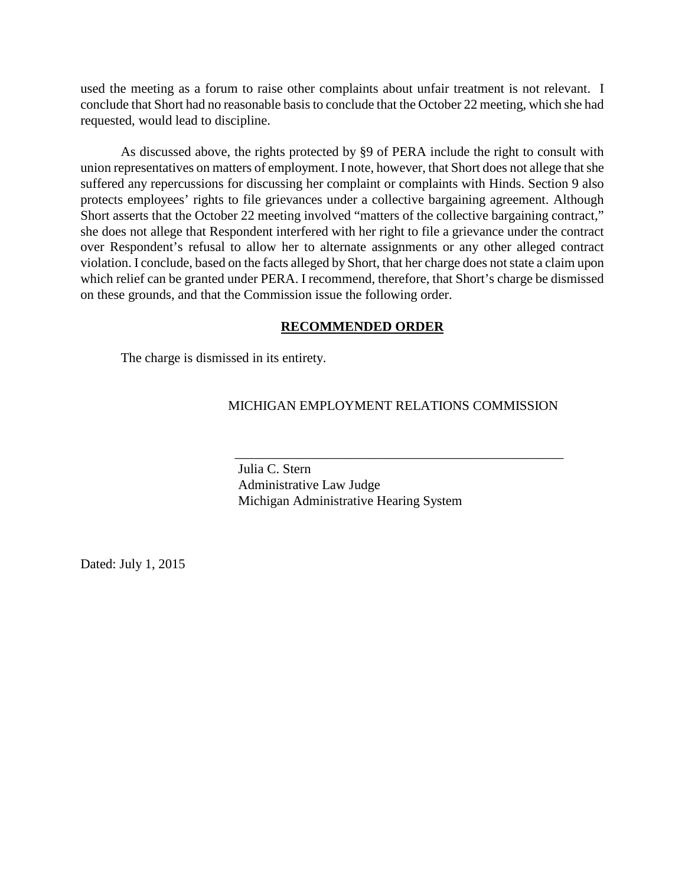used the meeting as a forum to raise other complaints about unfair treatment is not relevant. I conclude that Short had no reasonable basis to conclude that the October 22 meeting, which she had requested, would lead to discipline.

As discussed above, the rights protected by §9 of PERA include the right to consult with union representatives on matters of employment. I note, however, that Short does not allege that she suffered any repercussions for discussing her complaint or complaints with Hinds. Section 9 also protects employees' rights to file grievances under a collective bargaining agreement. Although Short asserts that the October 22 meeting involved "matters of the collective bargaining contract," she does not allege that Respondent interfered with her right to file a grievance under the contract over Respondent's refusal to allow her to alternate assignments or any other alleged contract violation. I conclude, based on the facts alleged by Short, that her charge does not state a claim upon which relief can be granted under PERA. I recommend, therefore, that Short's charge be dismissed on these grounds, and that the Commission issue the following order.

## RECOMMENDED ORDER

The charge is dismissed in its entirety.

MICHIGAN EMPLOYMENT RELATIONS COMMISSION

\_\_\_\_\_\_\_\_\_\_\_\_\_\_\_\_\_\_\_\_\_\_\_\_\_\_\_\_\_\_\_\_\_\_\_\_\_\_\_\_\_\_\_\_\_\_\_\_\_\_

Julia C. Stern
Administrative Law Judge
Michigan Administrative Hearing System

Dated: July 1, 2015